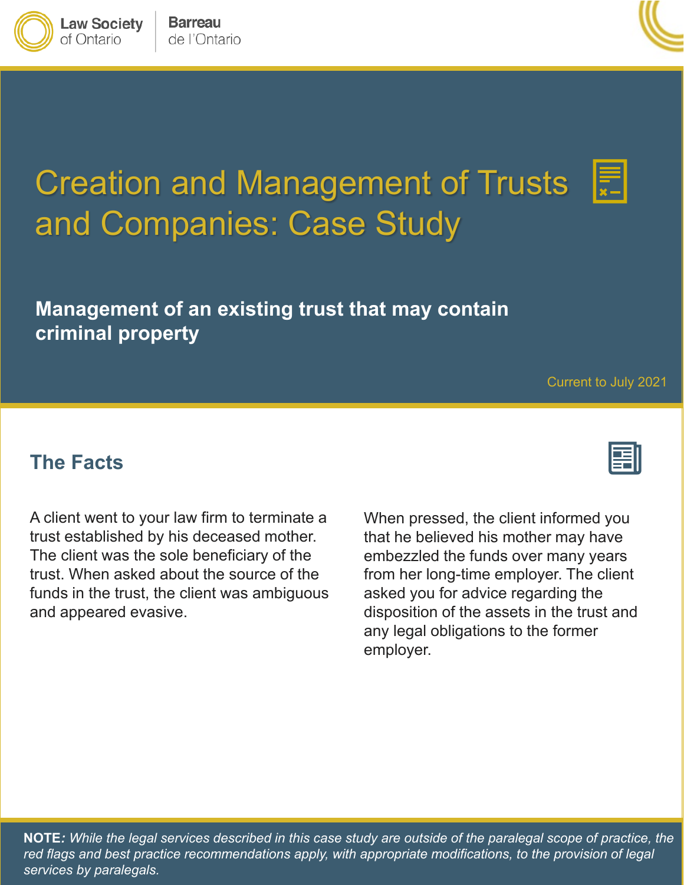Law Society of Ontario | Barreau de l'Ontario

# Creation and Management of Trusts and Companies: Case Study

## Management of an existing trust that may contain criminal property

Current to July 2021

## The Facts

A client went to your law firm to terminate a trust established by his deceased mother. The client was the sole beneficiary of the trust. When asked about the source of the funds in the trust, the client was ambiguous and appeared evasive.

When pressed, the client informed you that he believed his mother may have embezzled the funds over many years from her long-time employer. The client asked you for advice regarding the disposition of the assets in the trust and any legal obligations to the former employer.

**NOTE**: *While the legal services described in this case study are outside of the paralegal scope of practice, the red flags and best practice recommendations apply, with appropriate modifications, to the provision of legal services by paralegals.*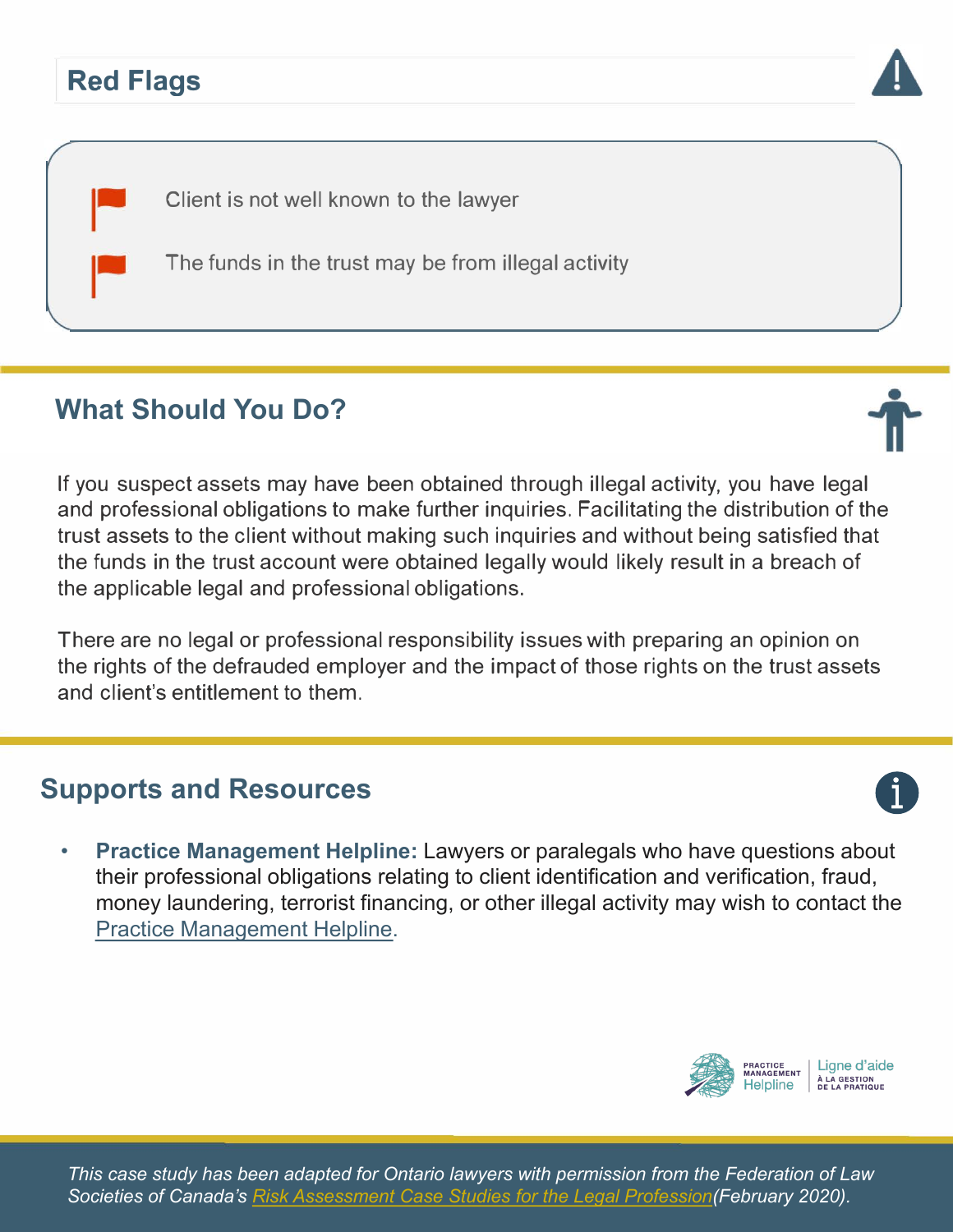## Red Flags

- Client is not well known to the lawyer
- The funds in the trust may be from illegal activity

## What Should You Do?

If you suspect assets may have been obtained through illegal activity, you have legal and professional obligations to make further inquiries. Facilitating the distribution of the trust assets to the client without making such inquiries and without being satisfied that the funds in the trust account were obtained legally would likely result in a breach of the applicable legal and professional obligations.

There are no legal or professional responsibility issues with preparing an opinion on the rights of the defrauded employer and the impact of those rights on the trust assets and client's entitlement to them.

## Supports and Resources

- **Practice Management Helpline:** Lawyers or paralegals who have questions about their professional obligations relating to client identification and verification, fraud, money laundering, terrorist financing, or other illegal activity may wish to contact the Practice Management Helpline.

*This case study has been adapted for Ontario lawyers with permission from the Federation of Law Societies of Canada's Risk Assessment Case Studies for the Legal Profession (February 2020).*